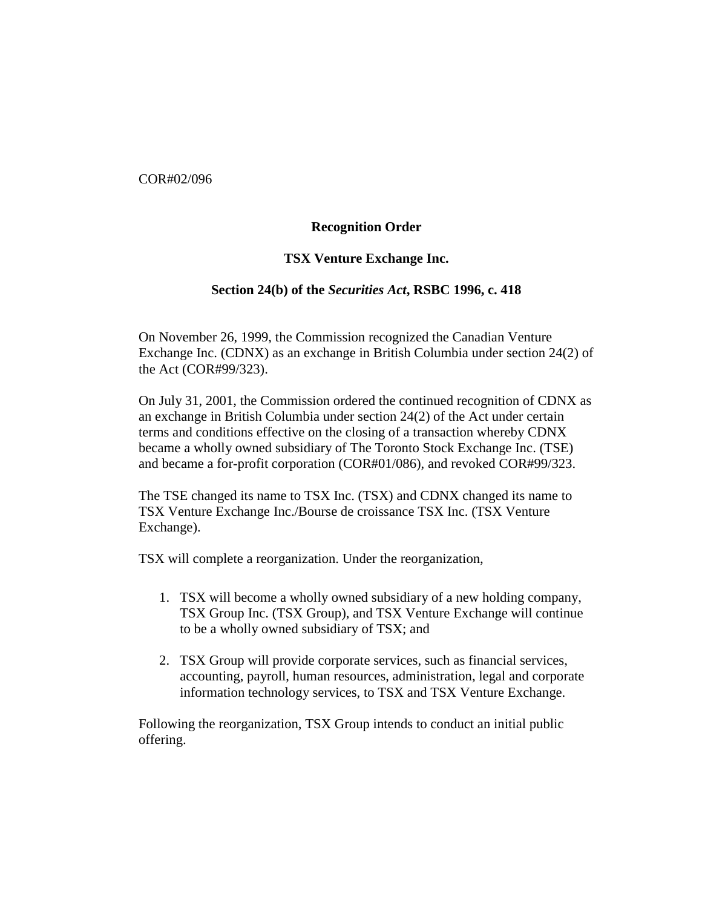COR#02/096

**Recognition Order**

**TSX Venture Exchange Inc.**

**Section 24(b) of the *Securities Act*, RSBC 1996, c. 418**

On November 26, 1999, the Commission recognized the Canadian Venture Exchange Inc. (CDNX) as an exchange in British Columbia under section 24(2) of the Act (COR#99/323).

On July 31, 2001, the Commission ordered the continued recognition of CDNX as an exchange in British Columbia under section 24(2) of the Act under certain terms and conditions effective on the closing of a transaction whereby CDNX became a wholly owned subsidiary of The Toronto Stock Exchange Inc. (TSE) and became a for-profit corporation (COR#01/086), and revoked COR#99/323.

The TSE changed its name to TSX Inc. (TSX) and CDNX changed its name to TSX Venture Exchange Inc./Bourse de croissance TSX Inc. (TSX Venture Exchange).

TSX will complete a reorganization. Under the reorganization,

1. TSX will become a wholly owned subsidiary of a new holding company, TSX Group Inc. (TSX Group), and TSX Venture Exchange will continue to be a wholly owned subsidiary of TSX; and
2. TSX Group will provide corporate services, such as financial services, accounting, payroll, human resources, administration, legal and corporate information technology services, to TSX and TSX Venture Exchange.

Following the reorganization, TSX Group intends to conduct an initial public offering.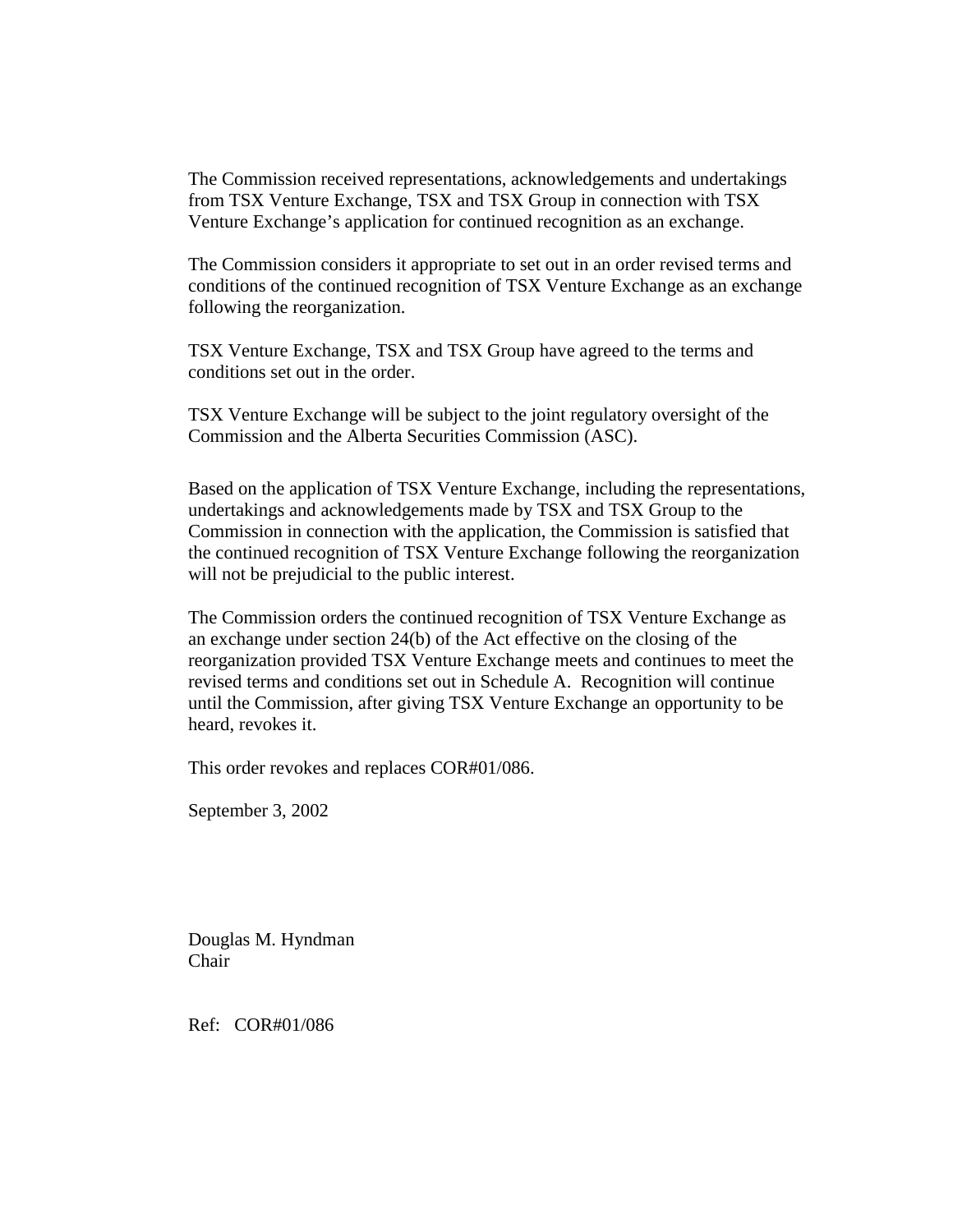The Commission received representations, acknowledgements and undertakings from TSX Venture Exchange, TSX and TSX Group in connection with TSX Venture Exchange's application for continued recognition as an exchange.

The Commission considers it appropriate to set out in an order revised terms and conditions of the continued recognition of TSX Venture Exchange as an exchange following the reorganization.

TSX Venture Exchange, TSX and TSX Group have agreed to the terms and conditions set out in the order.

TSX Venture Exchange will be subject to the joint regulatory oversight of the Commission and the Alberta Securities Commission (ASC).

Based on the application of TSX Venture Exchange, including the representations, undertakings and acknowledgements made by TSX and TSX Group to the Commission in connection with the application, the Commission is satisfied that the continued recognition of TSX Venture Exchange following the reorganization will not be prejudicial to the public interest.

The Commission orders the continued recognition of TSX Venture Exchange as an exchange under section 24(b) of the Act effective on the closing of the reorganization provided TSX Venture Exchange meets and continues to meet the revised terms and conditions set out in Schedule A. Recognition will continue until the Commission, after giving TSX Venture Exchange an opportunity to be heard, revokes it.

This order revokes and replaces COR#01/086.

September 3, 2002

Douglas M. Hyndman
Chair

Ref: COR#01/086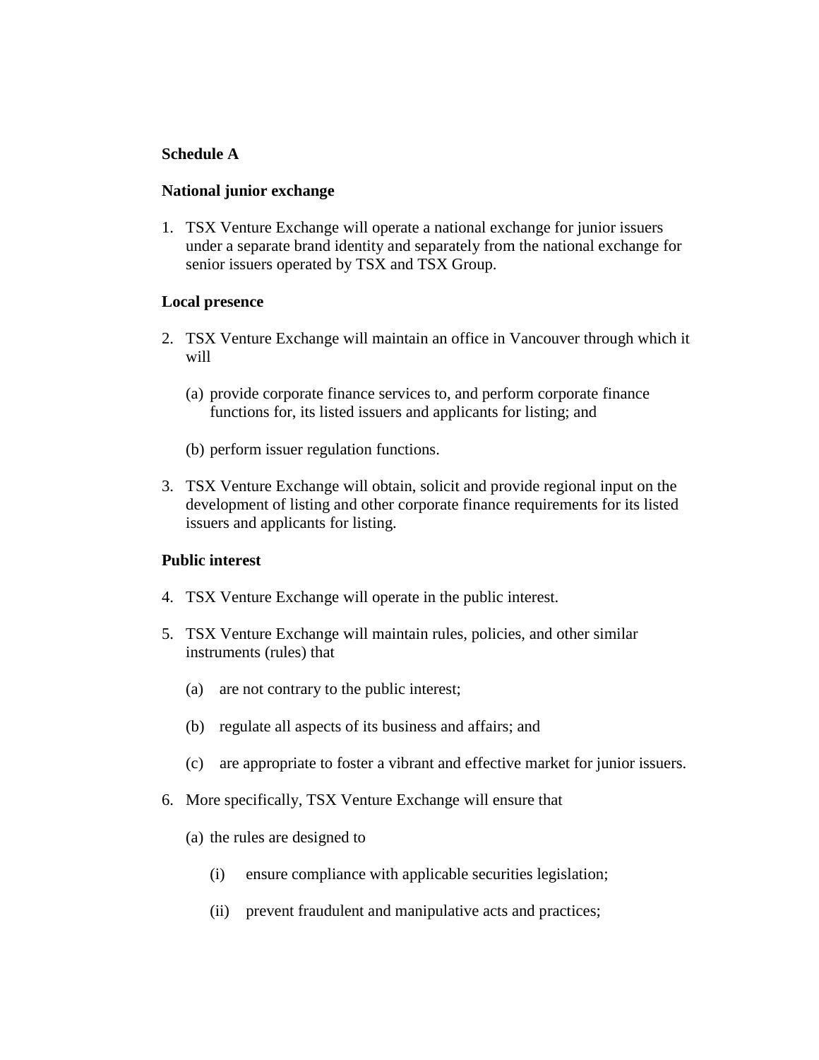**Schedule A**

**National junior exchange**

1. TSX Venture Exchange will operate a national exchange for junior issuers under a separate brand identity and separately from the national exchange for senior issuers operated by TSX and TSX Group.

**Local presence**

2. TSX Venture Exchange will maintain an office in Vancouver through which it will

   (a) provide corporate finance services to, and perform corporate finance functions for, its listed issuers and applicants for listing; and

   (b) perform issuer regulation functions.

3. TSX Venture Exchange will obtain, solicit and provide regional input on the development of listing and other corporate finance requirements for its listed issuers and applicants for listing.

**Public interest**

4. TSX Venture Exchange will operate in the public interest.

5. TSX Venture Exchange will maintain rules, policies, and other similar instruments (rules) that

   (a) are not contrary to the public interest;

   (b) regulate all aspects of its business and affairs; and

   (c) are appropriate to foster a vibrant and effective market for junior issuers.

6. More specifically, TSX Venture Exchange will ensure that

   (a) the rules are designed to

      (i) ensure compliance with applicable securities legislation;

      (ii) prevent fraudulent and manipulative acts and practices;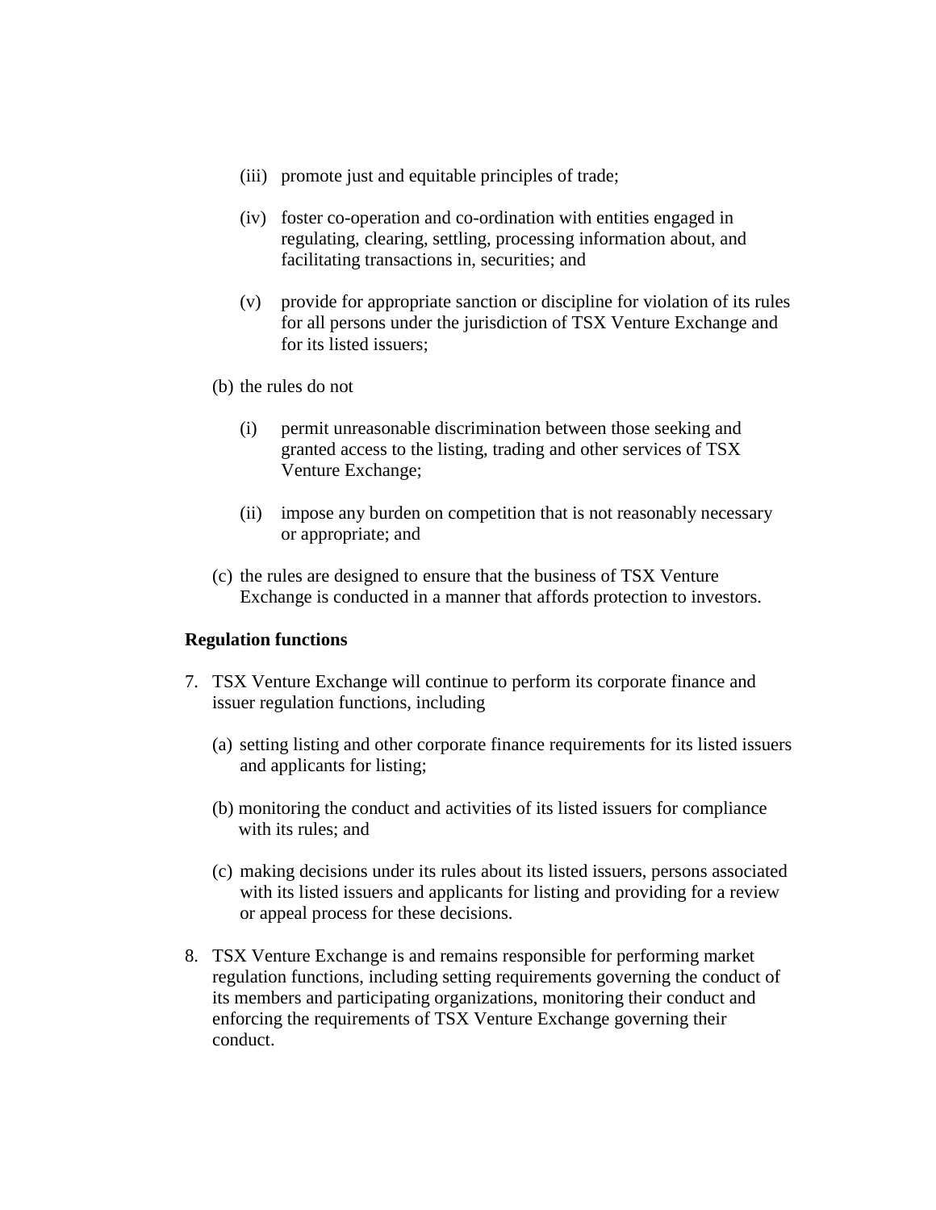(iii) promote just and equitable principles of trade;

(iv) foster co-operation and co-ordination with entities engaged in regulating, clearing, settling, processing information about, and facilitating transactions in, securities; and

(v) provide for appropriate sanction or discipline for violation of its rules for all persons under the jurisdiction of TSX Venture Exchange and for its listed issuers;

(b) the rules do not

(i) permit unreasonable discrimination between those seeking and granted access to the listing, trading and other services of TSX Venture Exchange;

(ii) impose any burden on competition that is not reasonably necessary or appropriate; and

(c) the rules are designed to ensure that the business of TSX Venture Exchange is conducted in a manner that affords protection to investors.

**Regulation functions**

7. TSX Venture Exchange will continue to perform its corporate finance and issuer regulation functions, including

   (a) setting listing and other corporate finance requirements for its listed issuers and applicants for listing;

   (b) monitoring the conduct and activities of its listed issuers for compliance with its rules; and

   (c) making decisions under its rules about its listed issuers, persons associated with its listed issuers and applicants for listing and providing for a review or appeal process for these decisions.

8. TSX Venture Exchange is and remains responsible for performing market regulation functions, including setting requirements governing the conduct of its members and participating organizations, monitoring their conduct and enforcing the requirements of TSX Venture Exchange governing their conduct.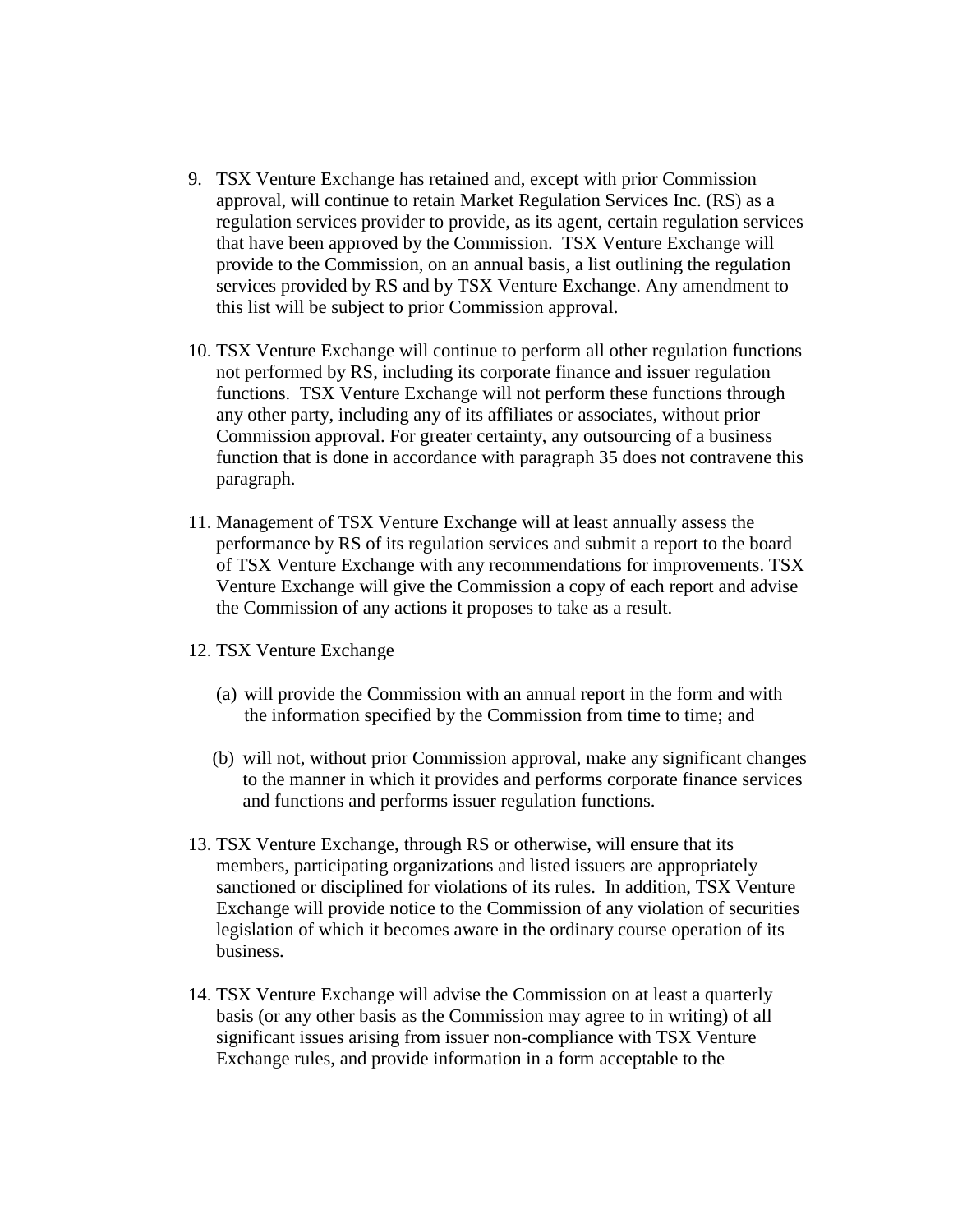9. TSX Venture Exchange has retained and, except with prior Commission approval, will continue to retain Market Regulation Services Inc. (RS) as a regulation services provider to provide, as its agent, certain regulation services that have been approved by the Commission. TSX Venture Exchange will provide to the Commission, on an annual basis, a list outlining the regulation services provided by RS and by TSX Venture Exchange. Any amendment to this list will be subject to prior Commission approval.

10. TSX Venture Exchange will continue to perform all other regulation functions not performed by RS, including its corporate finance and issuer regulation functions. TSX Venture Exchange will not perform these functions through any other party, including any of its affiliates or associates, without prior Commission approval. For greater certainty, any outsourcing of a business function that is done in accordance with paragraph 35 does not contravene this paragraph.

11. Management of TSX Venture Exchange will at least annually assess the performance by RS of its regulation services and submit a report to the board of TSX Venture Exchange with any recommendations for improvements. TSX Venture Exchange will give the Commission a copy of each report and advise the Commission of any actions it proposes to take as a result.

12. TSX Venture Exchange

    (a) will provide the Commission with an annual report in the form and with the information specified by the Commission from time to time; and

    (b) will not, without prior Commission approval, make any significant changes to the manner in which it provides and performs corporate finance services and functions and performs issuer regulation functions.

13. TSX Venture Exchange, through RS or otherwise, will ensure that its members, participating organizations and listed issuers are appropriately sanctioned or disciplined for violations of its rules. In addition, TSX Venture Exchange will provide notice to the Commission of any violation of securities legislation of which it becomes aware in the ordinary course operation of its business.

14. TSX Venture Exchange will advise the Commission on at least a quarterly basis (or any other basis as the Commission may agree to in writing) of all significant issues arising from issuer non-compliance with TSX Venture Exchange rules, and provide information in a form acceptable to the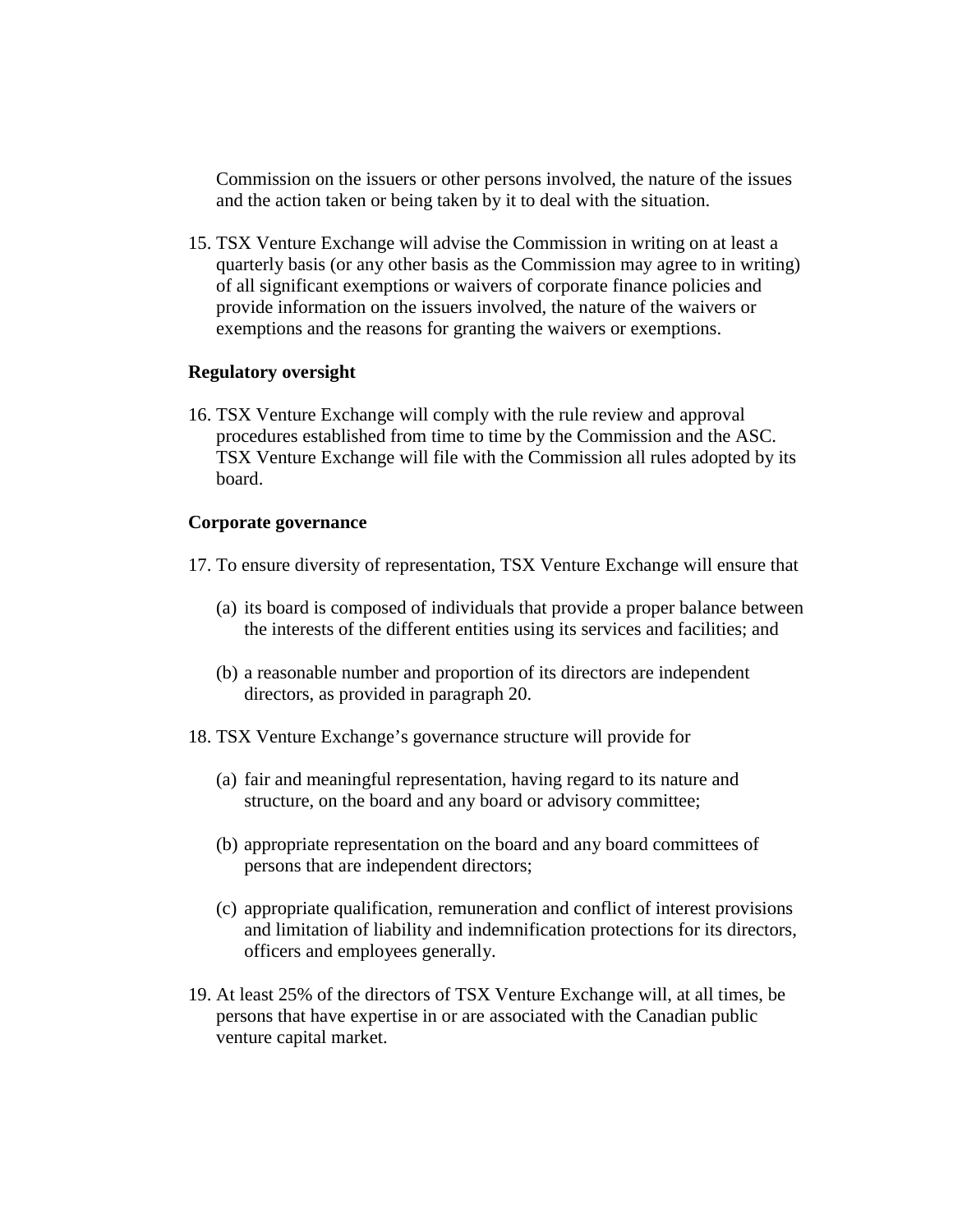Commission on the issuers or other persons involved, the nature of the issues and the action taken or being taken by it to deal with the situation.

15. TSX Venture Exchange will advise the Commission in writing on at least a quarterly basis (or any other basis as the Commission may agree to in writing) of all significant exemptions or waivers of corporate finance policies and provide information on the issuers involved, the nature of the waivers or exemptions and the reasons for granting the waivers or exemptions.

**Regulatory oversight**

16. TSX Venture Exchange will comply with the rule review and approval procedures established from time to time by the Commission and the ASC. TSX Venture Exchange will file with the Commission all rules adopted by its board.

**Corporate governance**

17. To ensure diversity of representation, TSX Venture Exchange will ensure that

    (a) its board is composed of individuals that provide a proper balance between the interests of the different entities using its services and facilities; and

    (b) a reasonable number and proportion of its directors are independent directors, as provided in paragraph 20.

18. TSX Venture Exchange's governance structure will provide for

    (a) fair and meaningful representation, having regard to its nature and structure, on the board and any board or advisory committee;

    (b) appropriate representation on the board and any board committees of persons that are independent directors;

    (c) appropriate qualification, remuneration and conflict of interest provisions and limitation of liability and indemnification protections for its directors, officers and employees generally.

19. At least 25% of the directors of TSX Venture Exchange will, at all times, be persons that have expertise in or are associated with the Canadian public venture capital market.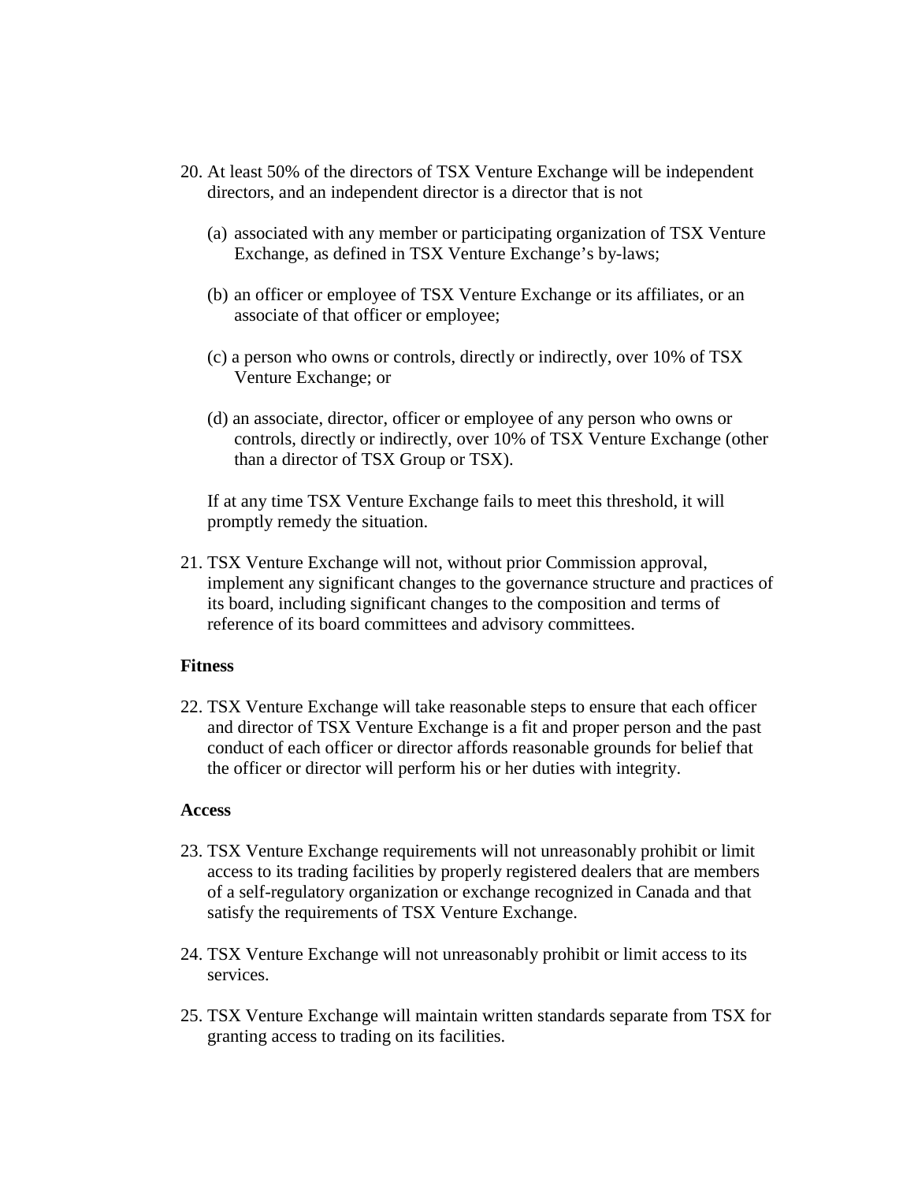20. At least 50% of the directors of TSX Venture Exchange will be independent directors, and an independent director is a director that is not

    (a) associated with any member or participating organization of TSX Venture Exchange, as defined in TSX Venture Exchange's by-laws;

    (b) an officer or employee of TSX Venture Exchange or its affiliates, or an associate of that officer or employee;

    (c) a person who owns or controls, directly or indirectly, over 10% of TSX Venture Exchange; or

    (d) an associate, director, officer or employee of any person who owns or controls, directly or indirectly, over 10% of TSX Venture Exchange (other than a director of TSX Group or TSX).

    If at any time TSX Venture Exchange fails to meet this threshold, it will promptly remedy the situation.

21. TSX Venture Exchange will not, without prior Commission approval, implement any significant changes to the governance structure and practices of its board, including significant changes to the composition and terms of reference of its board committees and advisory committees.

**Fitness**

22. TSX Venture Exchange will take reasonable steps to ensure that each officer and director of TSX Venture Exchange is a fit and proper person and the past conduct of each officer or director affords reasonable grounds for belief that the officer or director will perform his or her duties with integrity.

**Access**

23. TSX Venture Exchange requirements will not unreasonably prohibit or limit access to its trading facilities by properly registered dealers that are members of a self-regulatory organization or exchange recognized in Canada and that satisfy the requirements of TSX Venture Exchange.

24. TSX Venture Exchange will not unreasonably prohibit or limit access to its services.

25. TSX Venture Exchange will maintain written standards separate from TSX for granting access to trading on its facilities.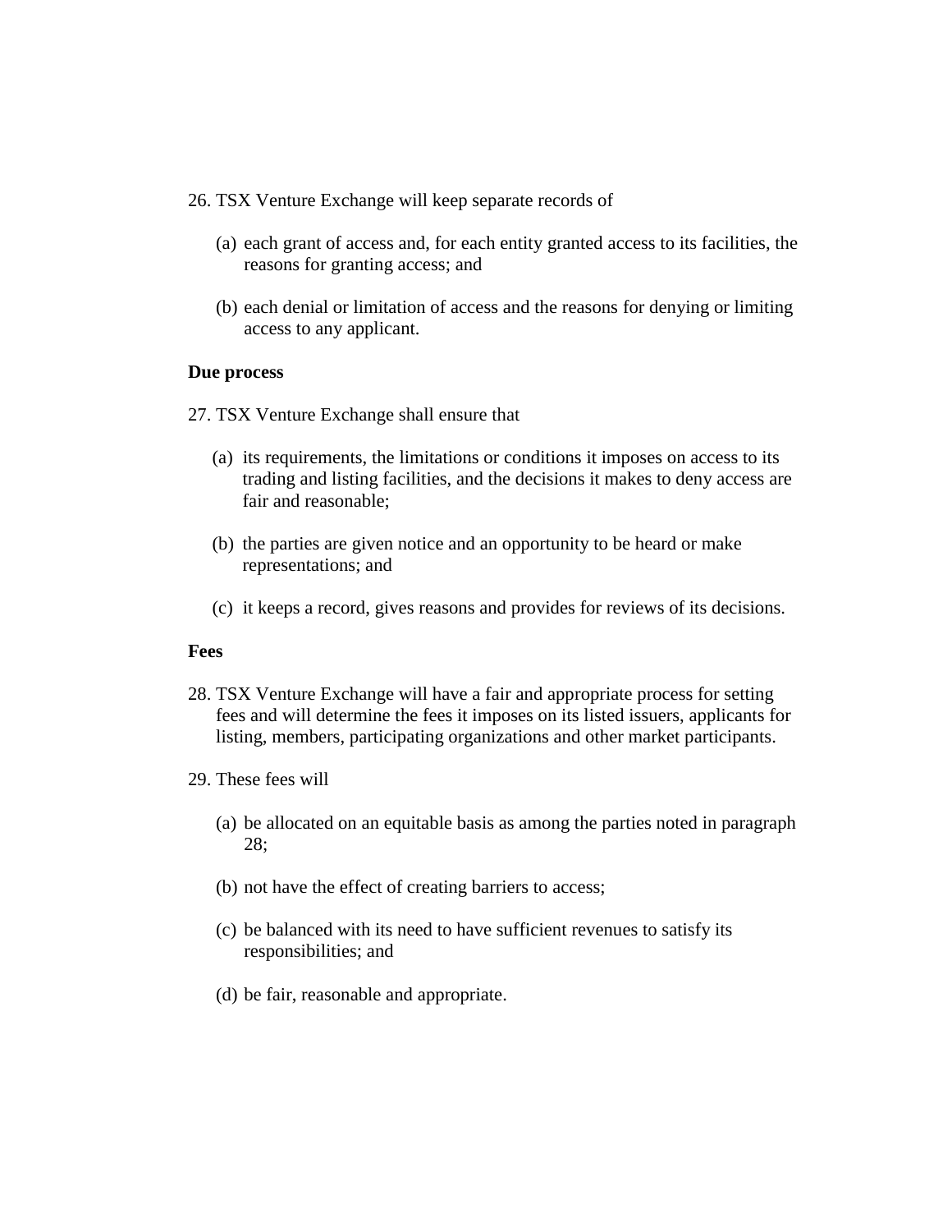26. TSX Venture Exchange will keep separate records of

    (a) each grant of access and, for each entity granted access to its facilities, the reasons for granting access; and

    (b) each denial or limitation of access and the reasons for denying or limiting access to any applicant.

**Due process**

27. TSX Venture Exchange shall ensure that

    (a) its requirements, the limitations or conditions it imposes on access to its trading and listing facilities, and the decisions it makes to deny access are fair and reasonable;

    (b) the parties are given notice and an opportunity to be heard or make representations; and

    (c) it keeps a record, gives reasons and provides for reviews of its decisions.

**Fees**

28. TSX Venture Exchange will have a fair and appropriate process for setting fees and will determine the fees it imposes on its listed issuers, applicants for listing, members, participating organizations and other market participants.

29. These fees will

    (a) be allocated on an equitable basis as among the parties noted in paragraph 28;

    (b) not have the effect of creating barriers to access;

    (c) be balanced with its need to have sufficient revenues to satisfy its responsibilities; and

    (d) be fair, reasonable and appropriate.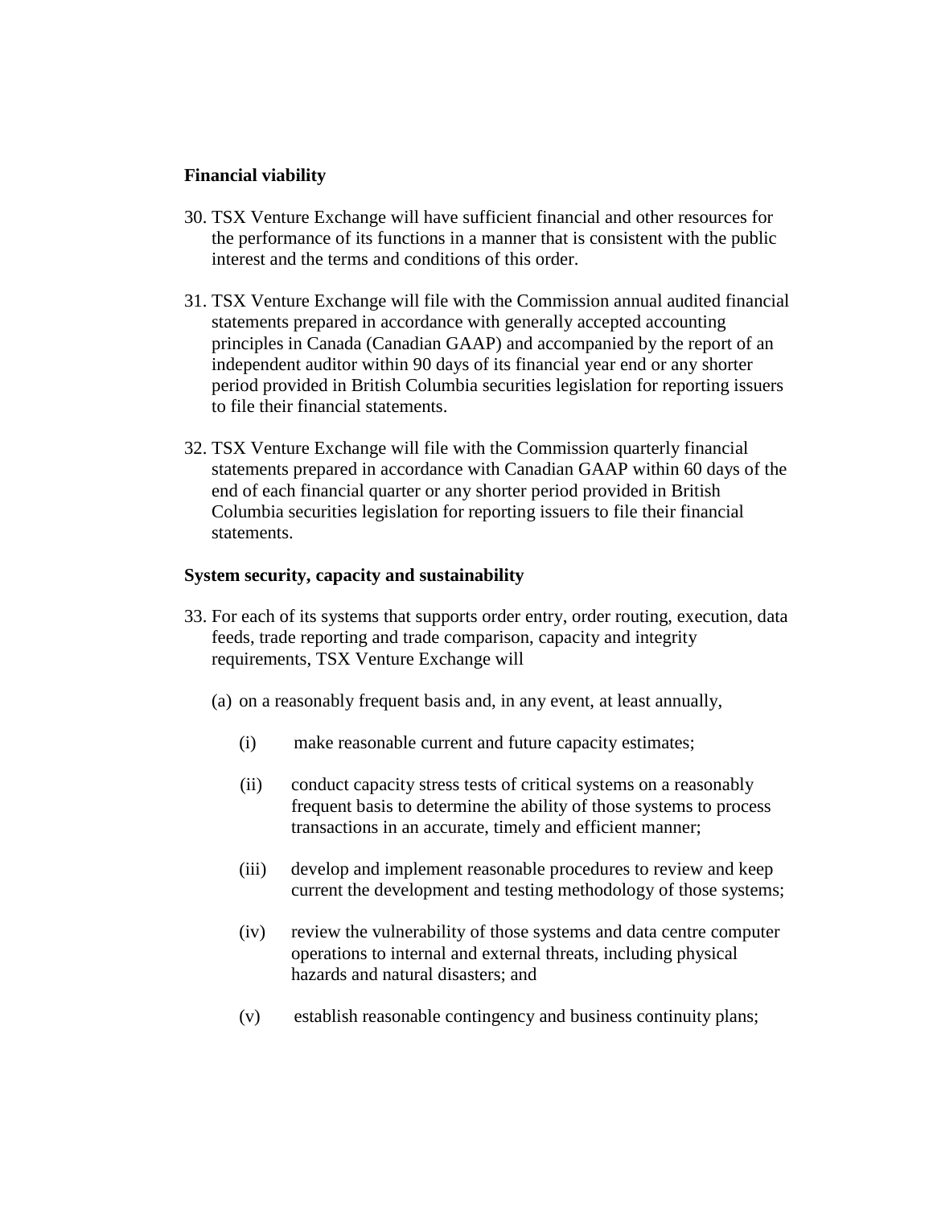**Financial viability**

30. TSX Venture Exchange will have sufficient financial and other resources for the performance of its functions in a manner that is consistent with the public interest and the terms and conditions of this order.

31. TSX Venture Exchange will file with the Commission annual audited financial statements prepared in accordance with generally accepted accounting principles in Canada (Canadian GAAP) and accompanied by the report of an independent auditor within 90 days of its financial year end or any shorter period provided in British Columbia securities legislation for reporting issuers to file their financial statements.

32. TSX Venture Exchange will file with the Commission quarterly financial statements prepared in accordance with Canadian GAAP within 60 days of the end of each financial quarter or any shorter period provided in British Columbia securities legislation for reporting issuers to file their financial statements.

**System security, capacity and sustainability**

33. For each of its systems that supports order entry, order routing, execution, data feeds, trade reporting and trade comparison, capacity and integrity requirements, TSX Venture Exchange will

    (a) on a reasonably frequent basis and, in any event, at least annually,

        (i) make reasonable current and future capacity estimates;

        (ii) conduct capacity stress tests of critical systems on a reasonably frequent basis to determine the ability of those systems to process transactions in an accurate, timely and efficient manner;

        (iii) develop and implement reasonable procedures to review and keep current the development and testing methodology of those systems;

        (iv) review the vulnerability of those systems and data centre computer operations to internal and external threats, including physical hazards and natural disasters; and

        (v) establish reasonable contingency and business continuity plans;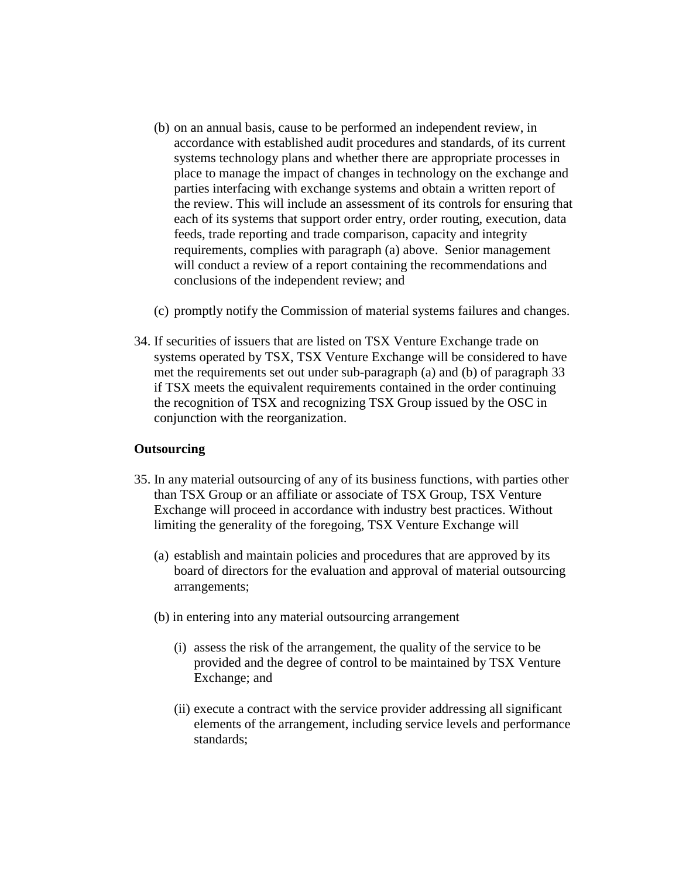(b) on an annual basis, cause to be performed an independent review, in accordance with established audit procedures and standards, of its current systems technology plans and whether there are appropriate processes in place to manage the impact of changes in technology on the exchange and parties interfacing with exchange systems and obtain a written report of the review. This will include an assessment of its controls for ensuring that each of its systems that support order entry, order routing, execution, data feeds, trade reporting and trade comparison, capacity and integrity requirements, complies with paragraph (a) above. Senior management will conduct a review of a report containing the recommendations and conclusions of the independent review; and

(c) promptly notify the Commission of material systems failures and changes.

34. If securities of issuers that are listed on TSX Venture Exchange trade on systems operated by TSX, TSX Venture Exchange will be considered to have met the requirements set out under sub-paragraph (a) and (b) of paragraph 33 if TSX meets the equivalent requirements contained in the order continuing the recognition of TSX and recognizing TSX Group issued by the OSC in conjunction with the reorganization.

**Outsourcing**

35. In any material outsourcing of any of its business functions, with parties other than TSX Group or an affiliate or associate of TSX Group, TSX Venture Exchange will proceed in accordance with industry best practices. Without limiting the generality of the foregoing, TSX Venture Exchange will

(a) establish and maintain policies and procedures that are approved by its board of directors for the evaluation and approval of material outsourcing arrangements;

(b) in entering into any material outsourcing arrangement

(i) assess the risk of the arrangement, the quality of the service to be provided and the degree of control to be maintained by TSX Venture Exchange; and

(ii) execute a contract with the service provider addressing all significant elements of the arrangement, including service levels and performance standards;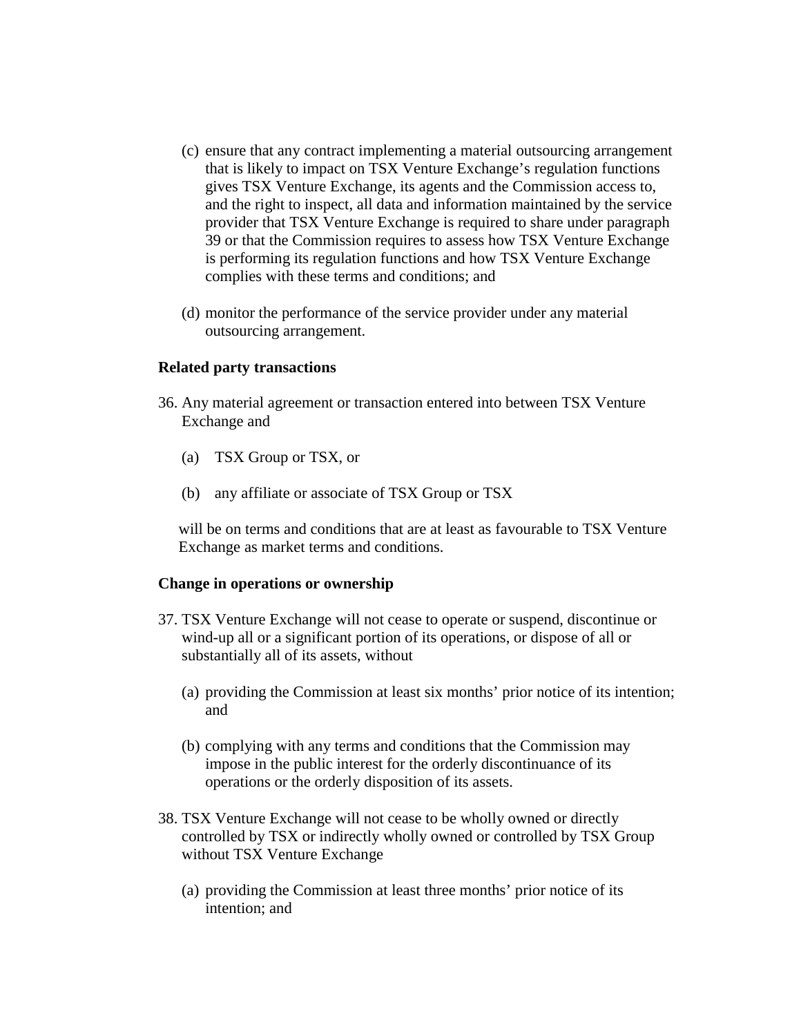(c) ensure that any contract implementing a material outsourcing arrangement that is likely to impact on TSX Venture Exchange's regulation functions gives TSX Venture Exchange, its agents and the Commission access to, and the right to inspect, all data and information maintained by the service provider that TSX Venture Exchange is required to share under paragraph 39 or that the Commission requires to assess how TSX Venture Exchange is performing its regulation functions and how TSX Venture Exchange complies with these terms and conditions; and

(d) monitor the performance of the service provider under any material outsourcing arrangement.

**Related party transactions**

36. Any material agreement or transaction entered into between TSX Venture Exchange and

    (a) TSX Group or TSX, or

    (b) any affiliate or associate of TSX Group or TSX

    will be on terms and conditions that are at least as favourable to TSX Venture Exchange as market terms and conditions.

**Change in operations or ownership**

37. TSX Venture Exchange will not cease to operate or suspend, discontinue or wind-up all or a significant portion of its operations, or dispose of all or substantially all of its assets, without

    (a) providing the Commission at least six months' prior notice of its intention; and

    (b) complying with any terms and conditions that the Commission may impose in the public interest for the orderly discontinuance of its operations or the orderly disposition of its assets.

38. TSX Venture Exchange will not cease to be wholly owned or directly controlled by TSX or indirectly wholly owned or controlled by TSX Group without TSX Venture Exchange

    (a) providing the Commission at least three months' prior notice of its intention; and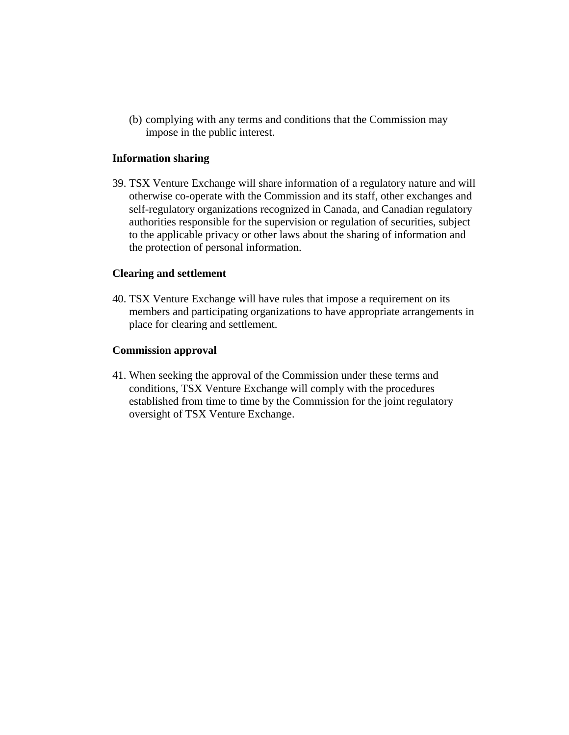(b) complying with any terms and conditions that the Commission may impose in the public interest.

**Information sharing**

39. TSX Venture Exchange will share information of a regulatory nature and will otherwise co-operate with the Commission and its staff, other exchanges and self-regulatory organizations recognized in Canada, and Canadian regulatory authorities responsible for the supervision or regulation of securities, subject to the applicable privacy or other laws about the sharing of information and the protection of personal information.

**Clearing and settlement**

40. TSX Venture Exchange will have rules that impose a requirement on its members and participating organizations to have appropriate arrangements in place for clearing and settlement.

**Commission approval**

41. When seeking the approval of the Commission under these terms and conditions, TSX Venture Exchange will comply with the procedures established from time to time by the Commission for the joint regulatory oversight of TSX Venture Exchange.